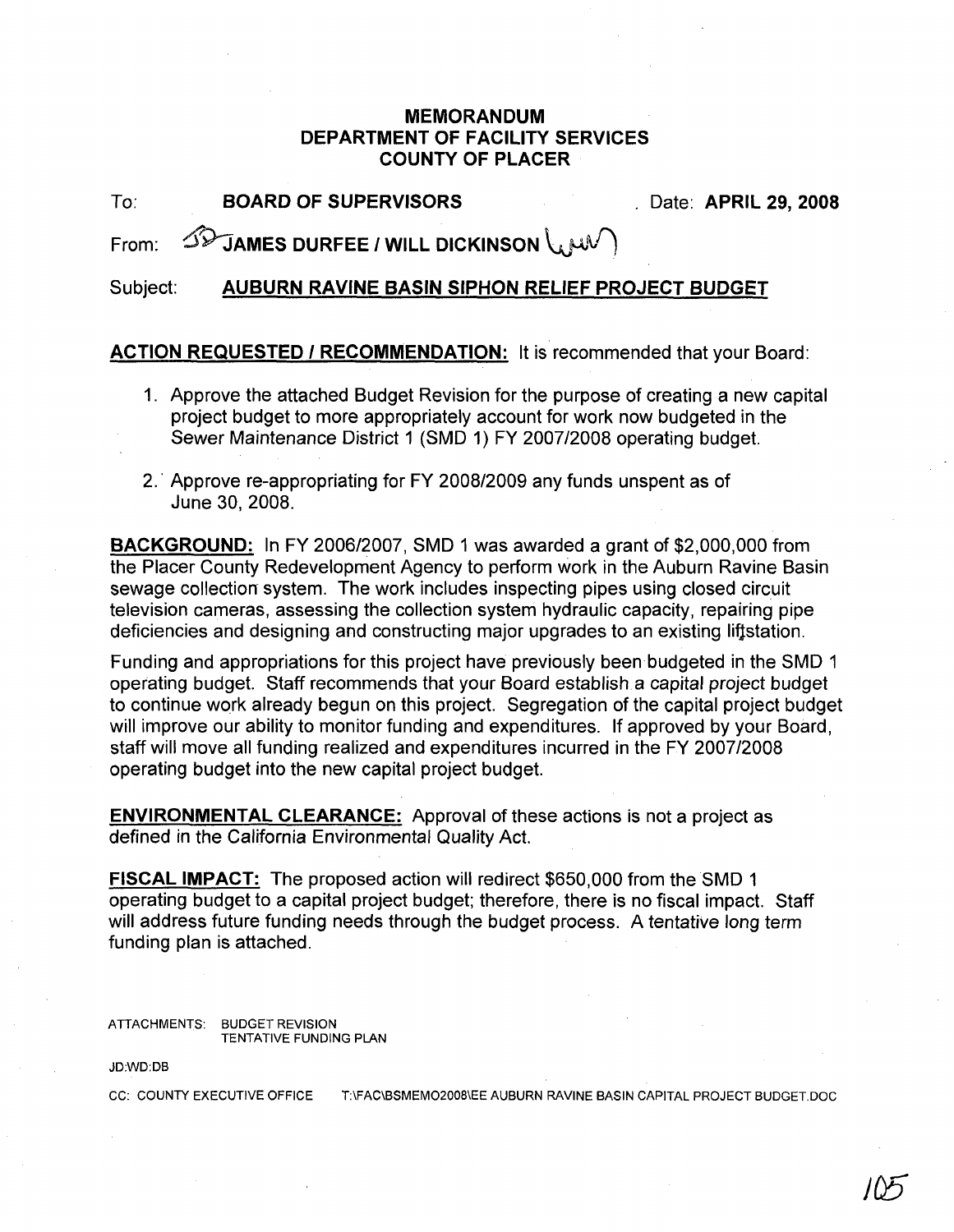**MEMORANDUM**
**DEPARTMENT OF FACILITY SERVICES**
**COUNTY OF PLACER**

To: **BOARD OF SUPERVISORS** Date: **APRIL 29, 2008**

From: **JAMES DURFEE / WILL DICKINSON**

Subject: **AUBURN RAVINE BASIN SIPHON RELIEF PROJECT BUDGET**

**ACTION REQUESTED / RECOMMENDATION:** It is recommended that your Board:

1. Approve the attached Budget Revision for the purpose of creating a new capital project budget to more appropriately account for work now budgeted in the Sewer Maintenance District 1 (SMD 1) FY 2007/2008 operating budget.

2. Approve re-appropriating for FY 2008/2009 any funds unspent as of June 30, 2008.

**BACKGROUND:** In FY 2006/2007, SMD 1 was awarded a grant of $2,000,000 from the Placer County Redevelopment Agency to perform work in the Auburn Ravine Basin sewage collection system. The work includes inspecting pipes using closed circuit television cameras, assessing the collection system hydraulic capacity, repairing pipe deficiencies and designing and constructing major upgrades to an existing liftstation.

Funding and appropriations for this project have previously been budgeted in the SMD 1 operating budget. Staff recommends that your Board establish a capital project budget to continue work already begun on this project. Segregation of the capital project budget will improve our ability to monitor funding and expenditures. If approved by your Board, staff will move all funding realized and expenditures incurred in the FY 2007/2008 operating budget into the new capital project budget.

**ENVIRONMENTAL CLEARANCE:** Approval of these actions is not a project as defined in the California Environmental Quality Act.

**FISCAL IMPACT:** The proposed action will redirect $650,000 from the SMD 1 operating budget to a capital project budget; therefore, there is no fiscal impact. Staff will address future funding needs through the budget process. A tentative long term funding plan is attached.

ATTACHMENTS: BUDGET REVISION
TENTATIVE FUNDING PLAN

JD:WD:DB

CC: COUNTY EXECUTIVE OFFICE T:\FAC\BSMEMO2008\EE AUBURN RAVINE BASIN CAPITAL PROJECT BUDGET.DOC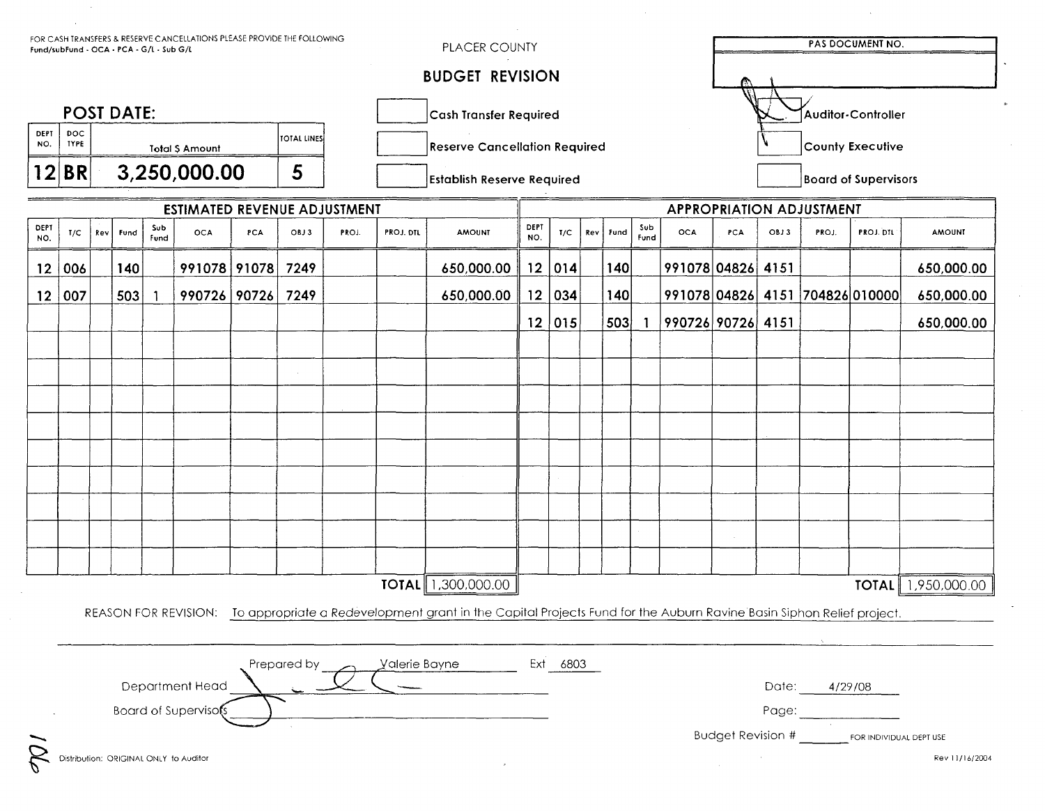FOR CASH TRANSFERS & RESERVE CANCELLATIONS PLEASE PROVIDE THE FOLLOWING
Fund/subFund - OCA - PCA - G/L - Sub G/L

PLACER COUNTY

## BUDGET REVISION

| PAS DOCUMENT NO. |
|---|
| |

## POST DATE:

| DEPT NO. | DOC TYPE | Total $ Amount | TOTAL LINES |
|---|---|---|---|
| 12 | BR | 3,250,000.00 | 5 |

- [ ] Cash Transfer Required
- [ ] Reserve Cancellation Required
- [ ] Establish Reserve Required

- [x] Auditor-Controller
- [ ] County Executive
- [ ] Board of Supervisors

### ESTIMATED REVENUE ADJUSTMENT

| DEPT NO. | T/C | Rev | Fund | Sub Fund | OCA | PCA | OBJ 3 | PROJ. | PROJ. DTL | AMOUNT |
|---|---|---|---|---|---|---|---|---|---|---|
| 12 | 006 | | 140 | | 991078 | 91078 | 7249 | | | 650,000.00 |
| 12 | 007 | | 503 | 1 | 990726 | 90726 | 7249 | | | 650,000.00 |
| | | | | | | | | | **TOTAL** | 1,300,000.00 |

### APPROPRIATION ADJUSTMENT

| DEPT NO. | T/C | Rev | Fund | Sub Fund | OCA | PCA | OBJ 3 | PROJ. | PROJ. DTL | AMOUNT |
|---|---|---|---|---|---|---|---|---|---|---|
| 12 | 014 | | 140 | | 991078 | 04826 | 4151 | | | 650,000.00 |
| 12 | 034 | | 140 | | 991078 | 04826 | 4151 | 704826 | 010000 | 650,000.00 |
| 12 | 015 | | 503 | 1 | 990726 | 90726 | 4151 | | | 650,000.00 |
| | | | | | | | | | **TOTAL** | 1,950,000.00 |

REASON FOR REVISION: To appropriate a Redevelopment grant in the Capital Projects Fund for the Auburn Ravine Basin Siphon Relief project.

Prepared by Valerie Bayne Ext 6803

Department Head ____________________

Board of Supervisors ____________________

Date: 4/29/08

Page: ____________

Budget Revision # ______ FOR INDIVIDUAL DEPT USE

Distribution: ORIGINAL ONLY to Auditor

Rev 11/16/2004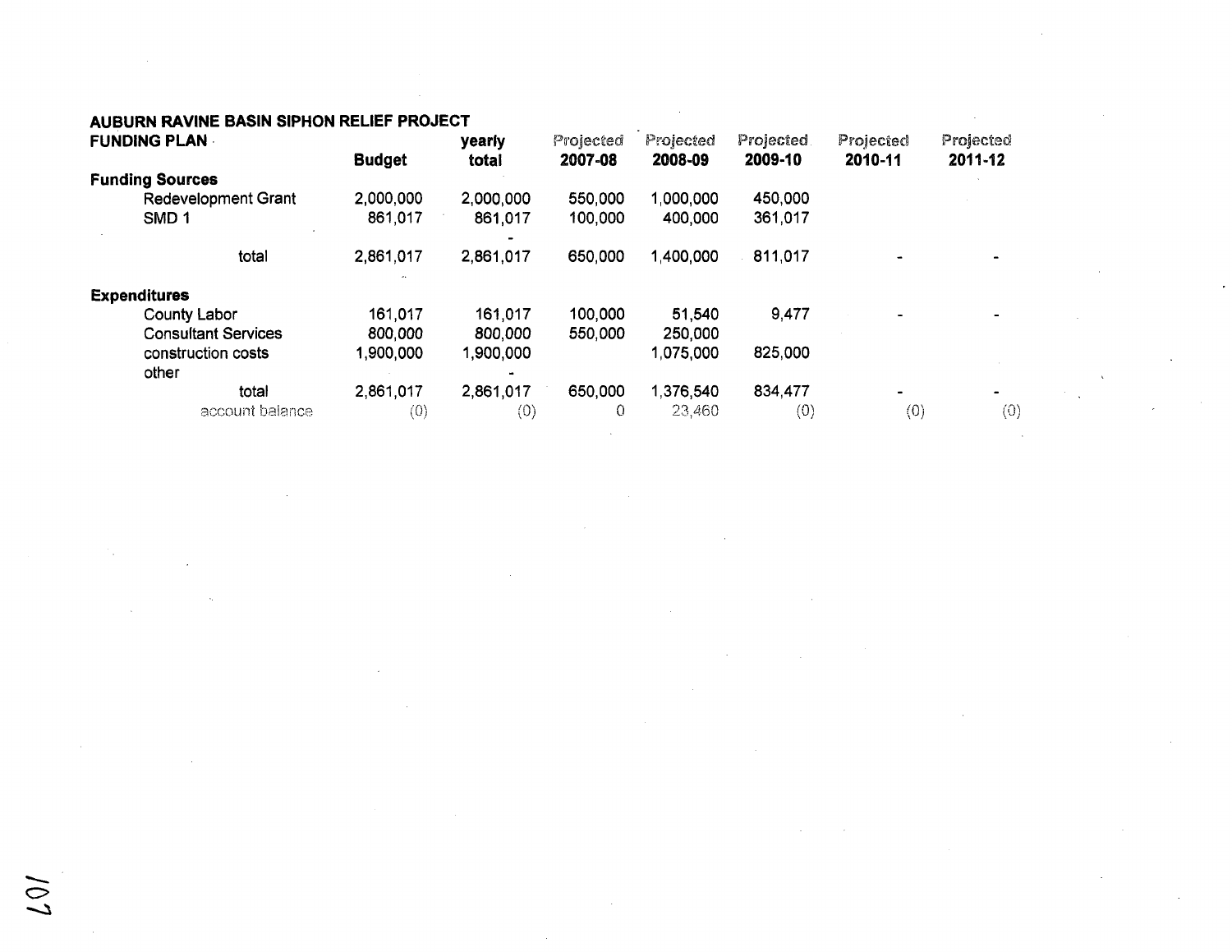**AUBURN RAVINE BASIN SIPHON RELIEF PROJECT**

**FUNDING PLAN**

| | Budget | yearly total | Projected 2007-08 | Projected 2008-09 | Projected 2009-10 | Projected 2010-11 | Projected 2011-12 |
|---|---|---|---|---|---|---|---|
| **Funding Sources** | | | | | | | |
| Redevelopment Grant | 2,000,000 | 2,000,000 | 550,000 | 1,000,000 | 450,000 | | |
| SMD 1 | 861,017 | 861,017 | 100,000 | 400,000 | 361,017 | | |
| | | - | | | | | |
| total | 2,861,017 | 2,861,017 | 650,000 | 1,400,000 | 811,017 | - | - |
| **Expenditures** | | | | | | | |
| County Labor | 161,017 | 161,017 | 100,000 | 51,540 | 9,477 | - | - |
| Consultant Services | 800,000 | 800,000 | 550,000 | 250,000 | | | |
| construction costs | 1,900,000 | 1,900,000 | | 1,075,000 | 825,000 | | |
| other | | - | | | | | |
| total | 2,861,017 | 2,861,017 | 650,000 | 1,376,540 | 834,477 | - | - |
| account balance | (0) | (0) | 0 | 23,460 | (0) | (0) | (0) |